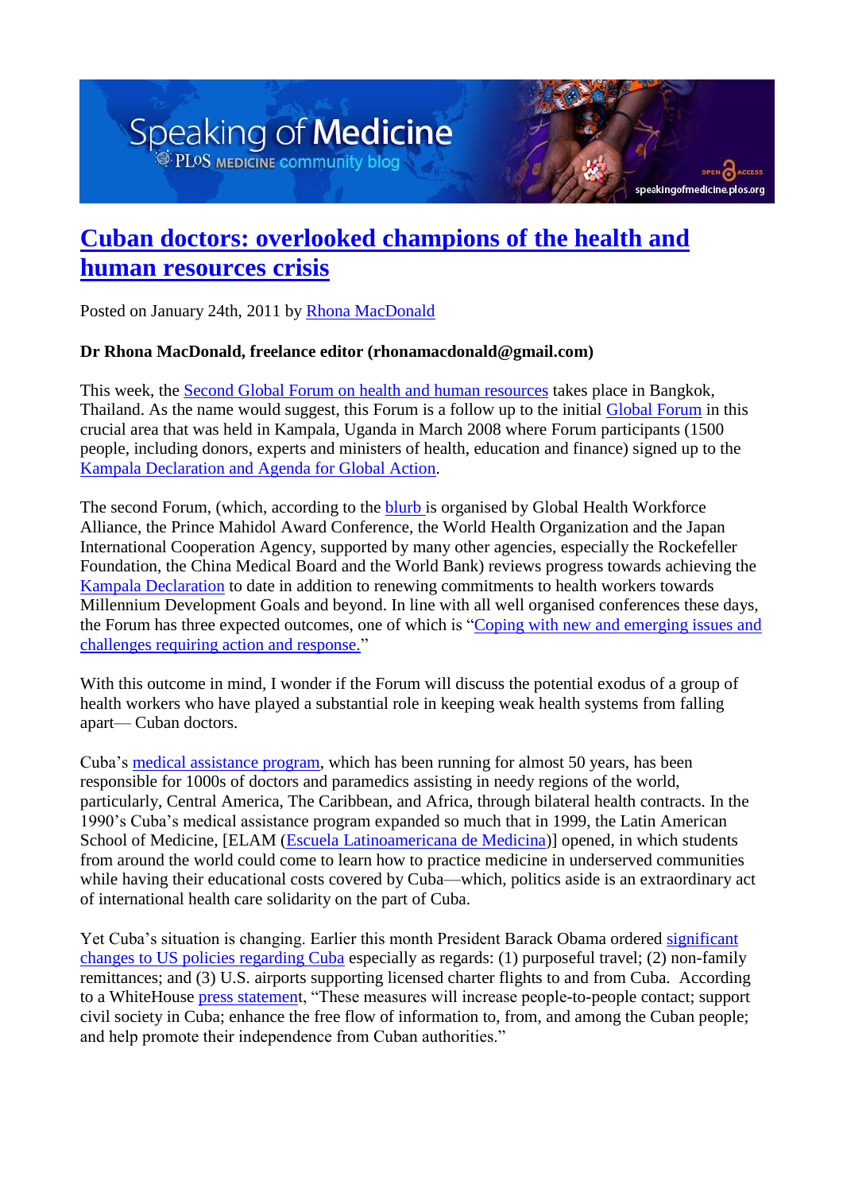Speaking of Medicine
PLoS MEDICINE community blog

# Cuban doctors: overlooked champions of the health and human resources crisis

Posted on January 24th, 2011 by Rhona MacDonald

**Dr Rhona MacDonald, freelance editor (rhonamacdonald@gmail.com)**

This week, the Second Global Forum on health and human resources takes place in Bangkok, Thailand. As the name would suggest, this Forum is a follow up to the initial Global Forum in this crucial area that was held in Kampala, Uganda in March 2008 where Forum participants (1500 people, including donors, experts and ministers of health, education and finance) signed up to the Kampala Declaration and Agenda for Global Action.

The second Forum, (which, according to the blurb is organised by Global Health Workforce Alliance, the Prince Mahidol Award Conference, the World Health Organization and the Japan International Cooperation Agency, supported by many other agencies, especially the Rockefeller Foundation, the China Medical Board and the World Bank) reviews progress towards achieving the Kampala Declaration to date in addition to renewing commitments to health workers towards Millennium Development Goals and beyond. In line with all well organised conferences these days, the Forum has three expected outcomes, one of which is "Coping with new and emerging issues and challenges requiring action and response."

With this outcome in mind, I wonder if the Forum will discuss the potential exodus of a group of health workers who have played a substantial role in keeping weak health systems from falling apart— Cuban doctors.

Cuba's medical assistance program, which has been running for almost 50 years, has been responsible for 1000s of doctors and paramedics assisting in needy regions of the world, particularly, Central America, The Caribbean, and Africa, through bilateral health contracts. In the 1990's Cuba's medical assistance program expanded so much that in 1999, the Latin American School of Medicine, [ELAM (Escuela Latinoamericana de Medicina)] opened, in which students from around the world could come to learn how to practice medicine in underserved communities while having their educational costs covered by Cuba—which, politics aside is an extraordinary act of international health care solidarity on the part of Cuba.

Yet Cuba's situation is changing. Earlier this month President Barack Obama ordered significant changes to US policies regarding Cuba especially as regards: (1) purposeful travel; (2) non-family remittances; and (3) U.S. airports supporting licensed charter flights to and from Cuba. According to a WhiteHouse press statement, "These measures will increase people-to-people contact; support civil society in Cuba; enhance the free flow of information to, from, and among the Cuban people; and help promote their independence from Cuban authorities."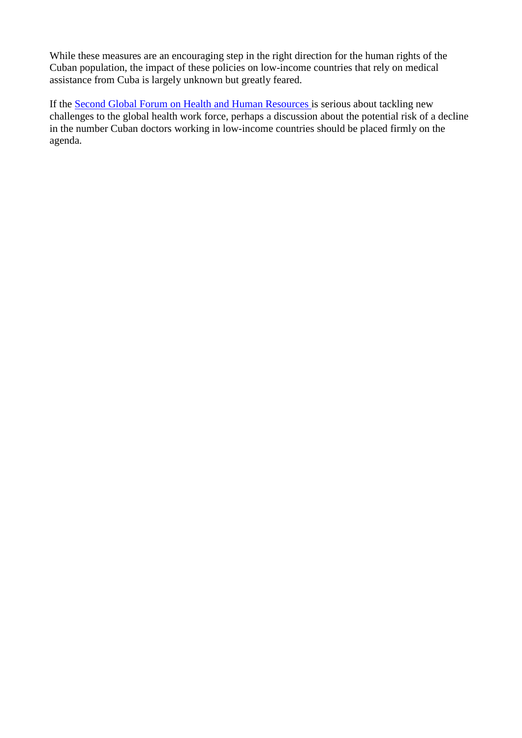While these measures are an encouraging step in the right direction for the human rights of the Cuban population, the impact of these policies on low-income countries that rely on medical assistance from Cuba is largely unknown but greatly feared.

If the Second Global Forum on Health and Human Resources is serious about tackling new challenges to the global health work force, perhaps a discussion about the potential risk of a decline in the number Cuban doctors working in low-income countries should be placed firmly on the agenda.